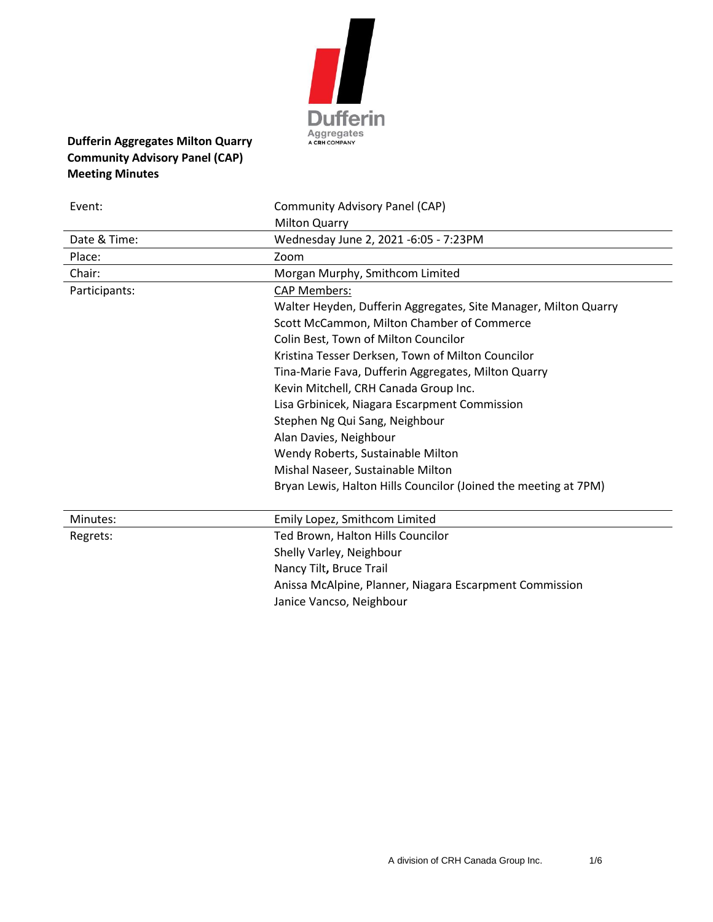**Dufferin Aggregates Milton Quarry**
**Community Advisory Panel (CAP)**
**Meeting Minutes**

| | |
|---|---|
| Event: | Community Advisory Panel (CAP)<br>Milton Quarry |
| Date & Time: | Wednesday June 2, 2021 -6:05 - 7:23PM |
| Place: | Zoom |
| Chair: | Morgan Murphy, Smithcom Limited |
| Participants: | CAP Members:<br>Walter Heyden, Dufferin Aggregates, Site Manager, Milton Quarry<br>Scott McCammon, Milton Chamber of Commerce<br>Colin Best, Town of Milton Councilor<br>Kristina Tesser Derksen, Town of Milton Councilor<br>Tina-Marie Fava, Dufferin Aggregates, Milton Quarry<br>Kevin Mitchell, CRH Canada Group Inc.<br>Lisa Grbinicek, Niagara Escarpment Commission<br>Stephen Ng Qui Sang, Neighbour<br>Alan Davies, Neighbour<br>Wendy Roberts, Sustainable Milton<br>Mishal Naseer, Sustainable Milton<br>Bryan Lewis, Halton Hills Councilor (Joined the meeting at 7PM) |
| Minutes: | Emily Lopez, Smithcom Limited |
| Regrets: | Ted Brown, Halton Hills Councilor<br>Shelly Varley, Neighbour<br>Nancy Tilt, Bruce Trail<br>Anissa McAlpine, Planner, Niagara Escarpment Commission<br>Janice Vancso, Neighbour |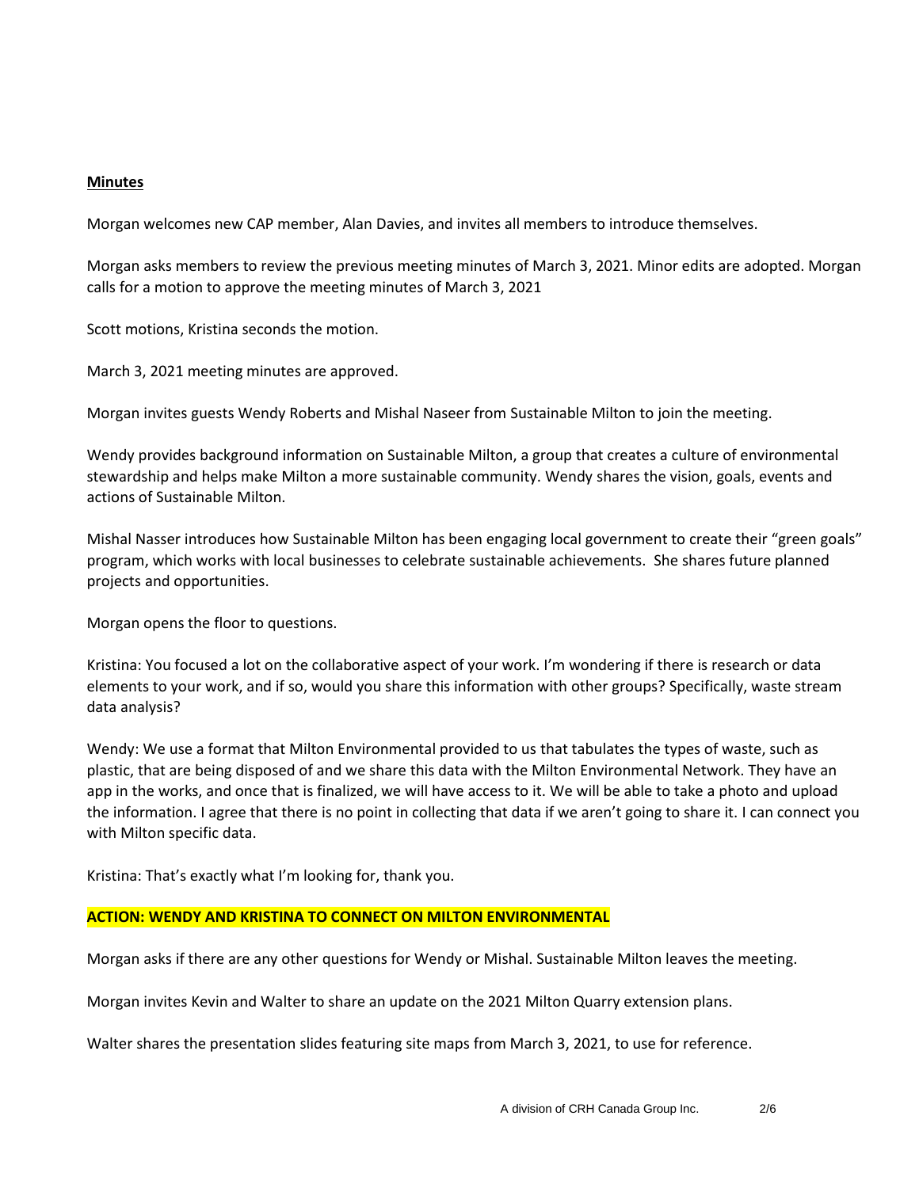**Minutes**

Morgan welcomes new CAP member, Alan Davies, and invites all members to introduce themselves.

Morgan asks members to review the previous meeting minutes of March 3, 2021. Minor edits are adopted. Morgan calls for a motion to approve the meeting minutes of March 3, 2021

Scott motions, Kristina seconds the motion.

March 3, 2021 meeting minutes are approved.

Morgan invites guests Wendy Roberts and Mishal Naseer from Sustainable Milton to join the meeting.

Wendy provides background information on Sustainable Milton, a group that creates a culture of environmental stewardship and helps make Milton a more sustainable community. Wendy shares the vision, goals, events and actions of Sustainable Milton.

Mishal Nasser introduces how Sustainable Milton has been engaging local government to create their "green goals" program, which works with local businesses to celebrate sustainable achievements. She shares future planned projects and opportunities.

Morgan opens the floor to questions.

Kristina: You focused a lot on the collaborative aspect of your work. I'm wondering if there is research or data elements to your work, and if so, would you share this information with other groups? Specifically, waste stream data analysis?

Wendy: We use a format that Milton Environmental provided to us that tabulates the types of waste, such as plastic, that are being disposed of and we share this data with the Milton Environmental Network. They have an app in the works, and once that is finalized, we will have access to it. We will be able to take a photo and upload the information. I agree that there is no point in collecting that data if we aren't going to share it. I can connect you with Milton specific data.

Kristina: That's exactly what I'm looking for, thank you.

**ACTION: WENDY AND KRISTINA TO CONNECT ON MILTON ENVIRONMENTAL**

Morgan asks if there are any other questions for Wendy or Mishal. Sustainable Milton leaves the meeting.

Morgan invites Kevin and Walter to share an update on the 2021 Milton Quarry extension plans.

Walter shares the presentation slides featuring site maps from March 3, 2021, to use for reference.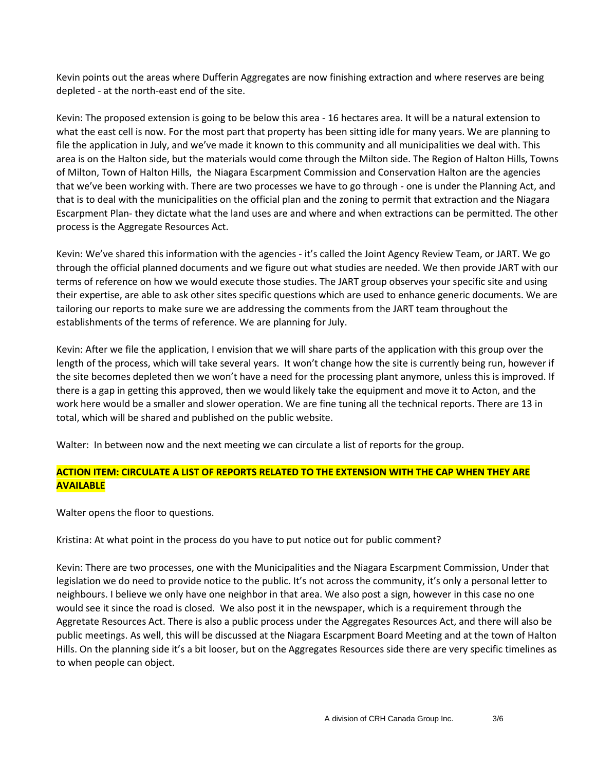Kevin points out the areas where Dufferin Aggregates are now finishing extraction and where reserves are being depleted - at the north-east end of the site.

Kevin: The proposed extension is going to be below this area - 16 hectares area. It will be a natural extension to what the east cell is now. For the most part that property has been sitting idle for many years. We are planning to file the application in July, and we've made it known to this community and all municipalities we deal with. This area is on the Halton side, but the materials would come through the Milton side. The Region of Halton Hills, Towns of Milton, Town of Halton Hills, the Niagara Escarpment Commission and Conservation Halton are the agencies that we've been working with. There are two processes we have to go through - one is under the Planning Act, and that is to deal with the municipalities on the official plan and the zoning to permit that extraction and the Niagara Escarpment Plan- they dictate what the land uses are and where and when extractions can be permitted. The other process is the Aggregate Resources Act.

Kevin: We've shared this information with the agencies - it's called the Joint Agency Review Team, or JART. We go through the official planned documents and we figure out what studies are needed. We then provide JART with our terms of reference on how we would execute those studies. The JART group observes your specific site and using their expertise, are able to ask other sites specific questions which are used to enhance generic documents. We are tailoring our reports to make sure we are addressing the comments from the JART team throughout the establishments of the terms of reference. We are planning for July.

Kevin: After we file the application, I envision that we will share parts of the application with this group over the length of the process, which will take several years. It won't change how the site is currently being run, however if the site becomes depleted then we won't have a need for the processing plant anymore, unless this is improved. If there is a gap in getting this approved, then we would likely take the equipment and move it to Acton, and the work here would be a smaller and slower operation. We are fine tuning all the technical reports. There are 13 in total, which will be shared and published on the public website.

Walter: In between now and the next meeting we can circulate a list of reports for the group.

**ACTION ITEM: CIRCULATE A LIST OF REPORTS RELATED TO THE EXTENSION WITH THE CAP WHEN THEY ARE AVAILABLE**

Walter opens the floor to questions.

Kristina: At what point in the process do you have to put notice out for public comment?

Kevin: There are two processes, one with the Municipalities and the Niagara Escarpment Commission, Under that legislation we do need to provide notice to the public. It's not across the community, it's only a personal letter to neighbours. I believe we only have one neighbor in that area. We also post a sign, however in this case no one would see it since the road is closed. We also post it in the newspaper, which is a requirement through the Aggretate Resources Act. There is also a public process under the Aggregates Resources Act, and there will also be public meetings. As well, this will be discussed at the Niagara Escarpment Board Meeting and at the town of Halton Hills. On the planning side it's a bit looser, but on the Aggregates Resources side there are very specific timelines as to when people can object.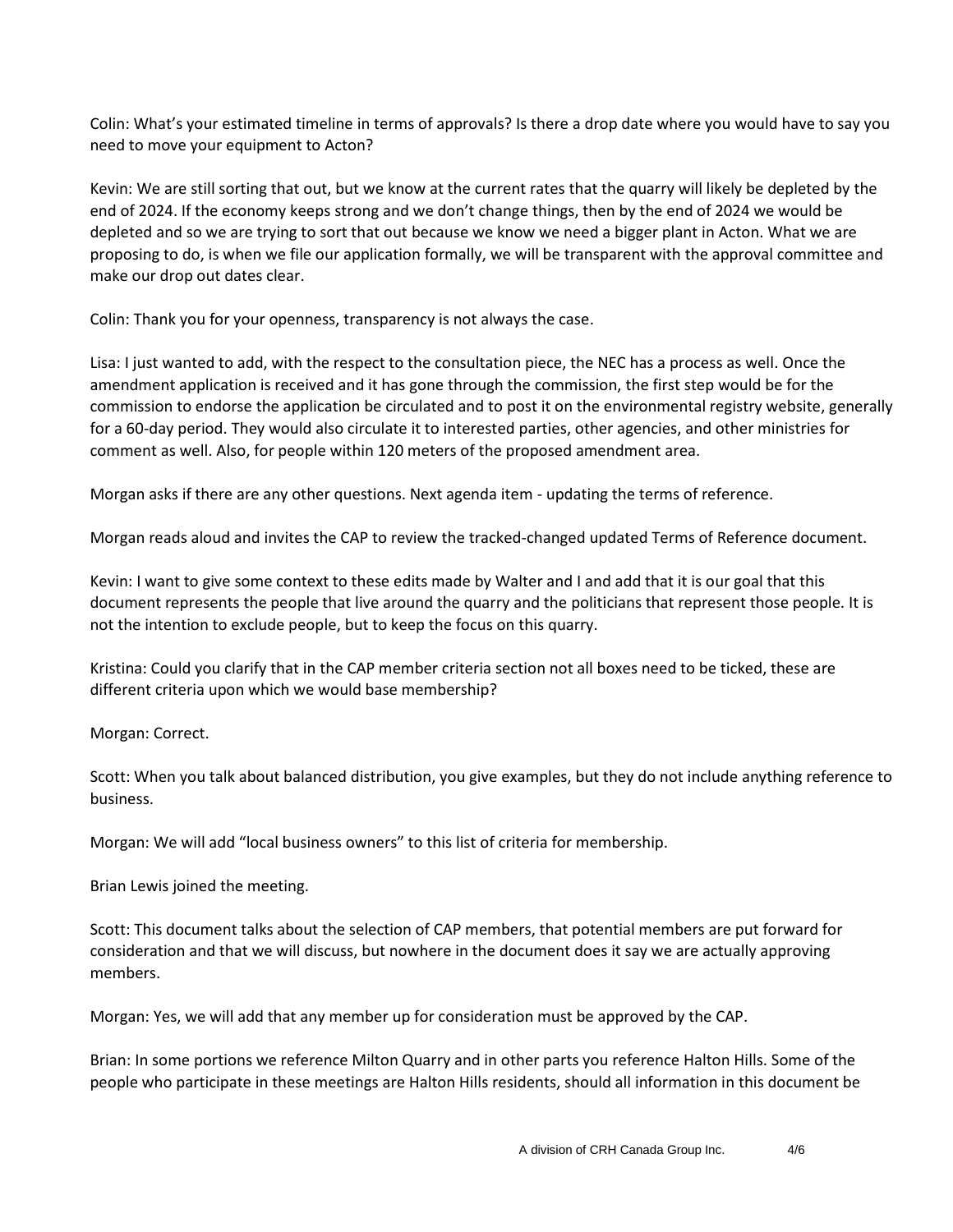Colin: What's your estimated timeline in terms of approvals? Is there a drop date where you would have to say you need to move your equipment to Acton?

Kevin: We are still sorting that out, but we know at the current rates that the quarry will likely be depleted by the end of 2024. If the economy keeps strong and we don't change things, then by the end of 2024 we would be depleted and so we are trying to sort that out because we know we need a bigger plant in Acton. What we are proposing to do, is when we file our application formally, we will be transparent with the approval committee and make our drop out dates clear.

Colin: Thank you for your openness, transparency is not always the case.

Lisa: I just wanted to add, with the respect to the consultation piece, the NEC has a process as well. Once the amendment application is received and it has gone through the commission, the first step would be for the commission to endorse the application be circulated and to post it on the environmental registry website, generally for a 60-day period. They would also circulate it to interested parties, other agencies, and other ministries for comment as well. Also, for people within 120 meters of the proposed amendment area.

Morgan asks if there are any other questions. Next agenda item - updating the terms of reference.

Morgan reads aloud and invites the CAP to review the tracked-changed updated Terms of Reference document.

Kevin: I want to give some context to these edits made by Walter and I and add that it is our goal that this document represents the people that live around the quarry and the politicians that represent those people. It is not the intention to exclude people, but to keep the focus on this quarry.

Kristina: Could you clarify that in the CAP member criteria section not all boxes need to be ticked, these are different criteria upon which we would base membership?

Morgan: Correct.

Scott: When you talk about balanced distribution, you give examples, but they do not include anything reference to business.

Morgan: We will add "local business owners" to this list of criteria for membership.

Brian Lewis joined the meeting.

Scott: This document talks about the selection of CAP members, that potential members are put forward for consideration and that we will discuss, but nowhere in the document does it say we are actually approving members.

Morgan: Yes, we will add that any member up for consideration must be approved by the CAP.

Brian: In some portions we reference Milton Quarry and in other parts you reference Halton Hills. Some of the people who participate in these meetings are Halton Hills residents, should all information in this document be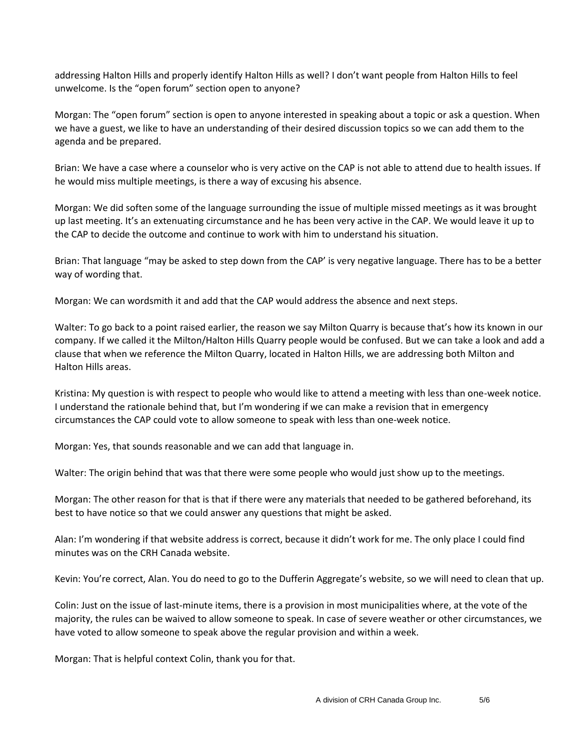addressing Halton Hills and properly identify Halton Hills as well? I don't want people from Halton Hills to feel unwelcome. Is the "open forum" section open to anyone?

Morgan: The "open forum" section is open to anyone interested in speaking about a topic or ask a question. When we have a guest, we like to have an understanding of their desired discussion topics so we can add them to the agenda and be prepared.

Brian: We have a case where a counselor who is very active on the CAP is not able to attend due to health issues. If he would miss multiple meetings, is there a way of excusing his absence.

Morgan: We did soften some of the language surrounding the issue of multiple missed meetings as it was brought up last meeting. It's an extenuating circumstance and he has been very active in the CAP. We would leave it up to the CAP to decide the outcome and continue to work with him to understand his situation.

Brian: That language "may be asked to step down from the CAP' is very negative language. There has to be a better way of wording that.

Morgan: We can wordsmith it and add that the CAP would address the absence and next steps.

Walter: To go back to a point raised earlier, the reason we say Milton Quarry is because that's how its known in our company. If we called it the Milton/Halton Hills Quarry people would be confused. But we can take a look and add a clause that when we reference the Milton Quarry, located in Halton Hills, we are addressing both Milton and Halton Hills areas.

Kristina: My question is with respect to people who would like to attend a meeting with less than one-week notice. I understand the rationale behind that, but I'm wondering if we can make a revision that in emergency circumstances the CAP could vote to allow someone to speak with less than one-week notice.

Morgan: Yes, that sounds reasonable and we can add that language in.

Walter: The origin behind that was that there were some people who would just show up to the meetings.

Morgan: The other reason for that is that if there were any materials that needed to be gathered beforehand, its best to have notice so that we could answer any questions that might be asked.

Alan: I'm wondering if that website address is correct, because it didn't work for me. The only place I could find minutes was on the CRH Canada website.

Kevin: You're correct, Alan. You do need to go to the Dufferin Aggregate's website, so we will need to clean that up.

Colin: Just on the issue of last-minute items, there is a provision in most municipalities where, at the vote of the majority, the rules can be waived to allow someone to speak. In case of severe weather or other circumstances, we have voted to allow someone to speak above the regular provision and within a week.

Morgan: That is helpful context Colin, thank you for that.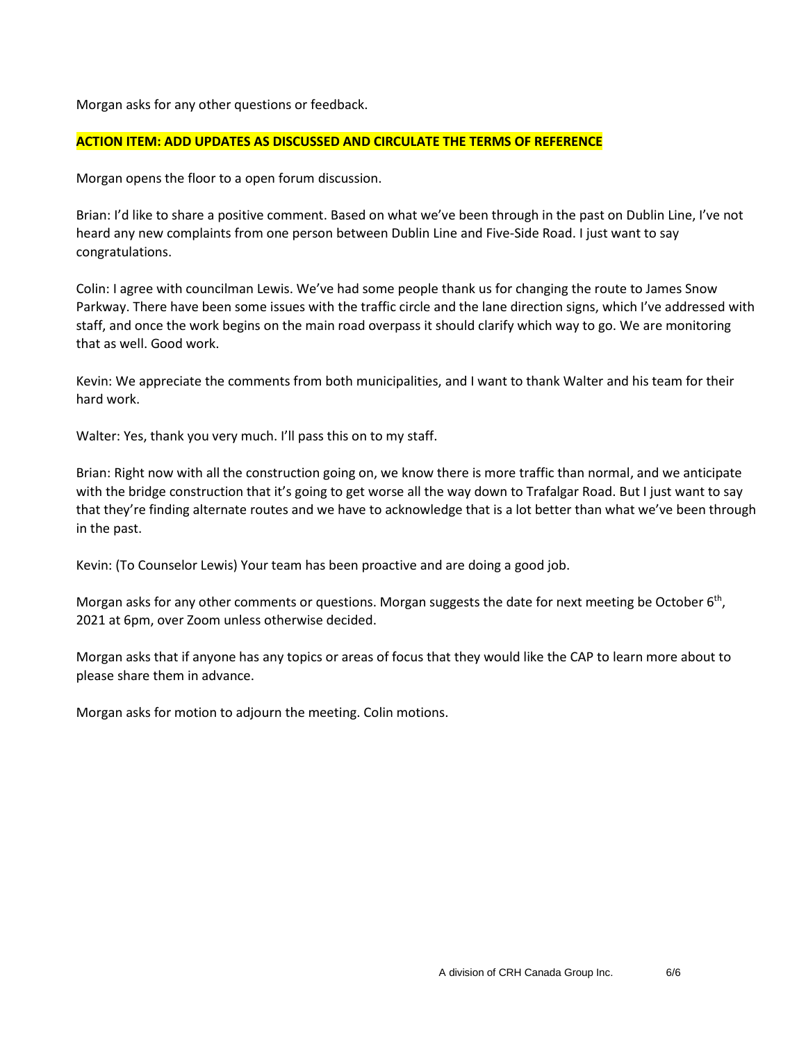Morgan asks for any other questions or feedback.

**ACTION ITEM: ADD UPDATES AS DISCUSSED AND CIRCULATE THE TERMS OF REFERENCE**

Morgan opens the floor to a open forum discussion.

Brian: I'd like to share a positive comment. Based on what we've been through in the past on Dublin Line, I've not heard any new complaints from one person between Dublin Line and Five-Side Road. I just want to say congratulations.

Colin: I agree with councilman Lewis. We've had some people thank us for changing the route to James Snow Parkway. There have been some issues with the traffic circle and the lane direction signs, which I've addressed with staff, and once the work begins on the main road overpass it should clarify which way to go. We are monitoring that as well. Good work.

Kevin: We appreciate the comments from both municipalities, and I want to thank Walter and his team for their hard work.

Walter: Yes, thank you very much. I'll pass this on to my staff.

Brian: Right now with all the construction going on, we know there is more traffic than normal, and we anticipate with the bridge construction that it's going to get worse all the way down to Trafalgar Road. But I just want to say that they're finding alternate routes and we have to acknowledge that is a lot better than what we've been through in the past.

Kevin: (To Counselor Lewis) Your team has been proactive and are doing a good job.

Morgan asks for any other comments or questions. Morgan suggests the date for next meeting be October 6th, 2021 at 6pm, over Zoom unless otherwise decided.

Morgan asks that if anyone has any topics or areas of focus that they would like the CAP to learn more about to please share them in advance.

Morgan asks for motion to adjourn the meeting. Colin motions.

A division of CRH Canada Group Inc.